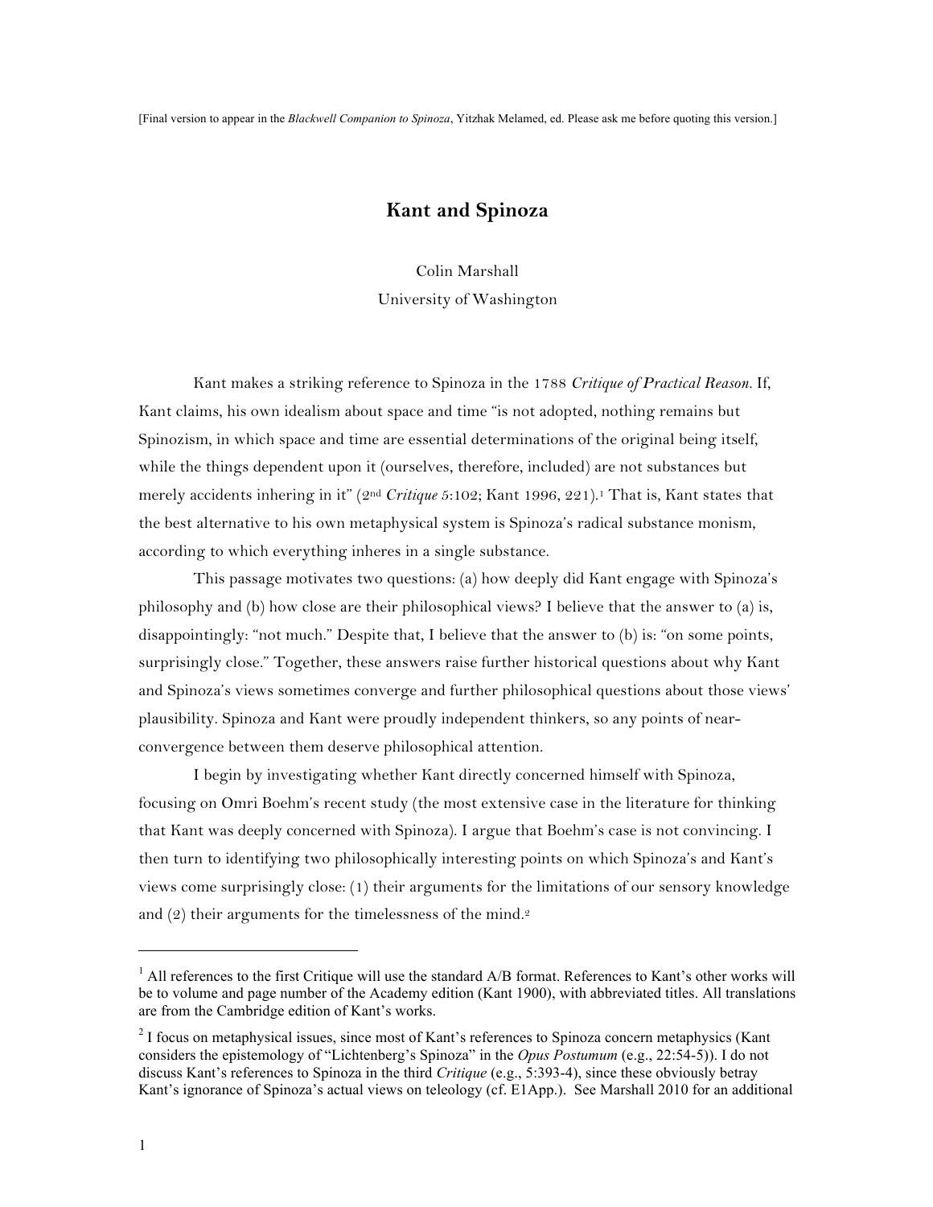[Final version to appear in the *Blackwell Companion to Spinoza*, Yitzhak Melamed, ed. Please ask me before quoting this version.]

# Kant and Spinoza

Colin Marshall
University of Washington

Kant makes a striking reference to Spinoza in the 1788 *Critique of Practical Reason*. If, Kant claims, his own idealism about space and time "is not adopted, nothing remains but Spinozism, in which space and time are essential determinations of the original being itself, while the things dependent upon it (ourselves, therefore, included) are not substances but merely accidents inhering in it" (2nd *Critique* 5:102; Kant 1996, 221).[1] That is, Kant states that the best alternative to his own metaphysical system is Spinoza's radical substance monism, according to which everything inheres in a single substance.

This passage motivates two questions: (a) how deeply did Kant engage with Spinoza's philosophy and (b) how close are their philosophical views? I believe that the answer to (a) is, disappointingly: "not much." Despite that, I believe that the answer to (b) is: "on some points, surprisingly close." Together, these answers raise further historical questions about why Kant and Spinoza's views sometimes converge and further philosophical questions about those views' plausibility. Spinoza and Kant were proudly independent thinkers, so any points of near-convergence between them deserve philosophical attention.

I begin by investigating whether Kant directly concerned himself with Spinoza, focusing on Omri Boehm's recent study (the most extensive case in the literature for thinking that Kant was deeply concerned with Spinoza). I argue that Boehm's case is not convincing. I then turn to identifying two philosophically interesting points on which Spinoza's and Kant's views come surprisingly close: (1) their arguments for the limitations of our sensory knowledge and (2) their arguments for the timelessness of the mind.[2]

---

[1] All references to the first Critique will use the standard A/B format. References to Kant's other works will be to volume and page number of the Academy edition (Kant 1900), with abbreviated titles. All translations are from the Cambridge edition of Kant's works.

[2] I focus on metaphysical issues, since most of Kant's references to Spinoza concern metaphysics (Kant considers the epistemology of "Lichtenberg's Spinoza" in the *Opus Postumum* (e.g., 22:54-5)). I do not discuss Kant's references to Spinoza in the third *Critique* (e.g., 5:393-4), since these obviously betray Kant's ignorance of Spinoza's actual views on teleology (cf. E1App.). See Marshall 2010 for an additional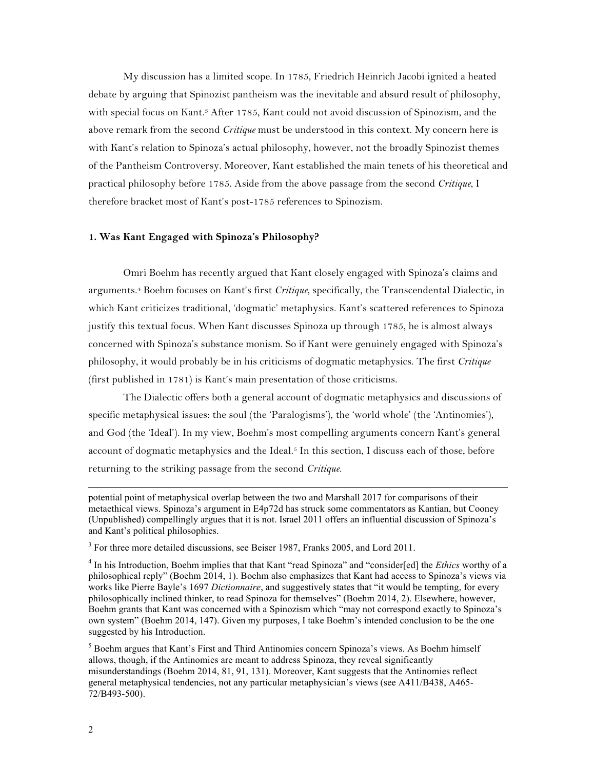My discussion has a limited scope. In 1785, Friedrich Heinrich Jacobi ignited a heated debate by arguing that Spinozist pantheism was the inevitable and absurd result of philosophy, with special focus on Kant.[3] After 1785, Kant could not avoid discussion of Spinozism, and the above remark from the second *Critique* must be understood in this context. My concern here is with Kant's relation to Spinoza's actual philosophy, however, not the broadly Spinozist themes of the Pantheism Controversy. Moreover, Kant established the main tenets of his theoretical and practical philosophy before 1785. Aside from the above passage from the second *Critique*, I therefore bracket most of Kant's post-1785 references to Spinozism.

## 1. Was Kant Engaged with Spinoza's Philosophy?

Omri Boehm has recently argued that Kant closely engaged with Spinoza's claims and arguments.[4] Boehm focuses on Kant's first *Critique*, specifically, the Transcendental Dialectic, in which Kant criticizes traditional, 'dogmatic' metaphysics. Kant's scattered references to Spinoza justify this textual focus. When Kant discusses Spinoza up through 1785, he is almost always concerned with Spinoza's substance monism. So if Kant were genuinely engaged with Spinoza's philosophy, it would probably be in his criticisms of dogmatic metaphysics. The first *Critique* (first published in 1781) is Kant's main presentation of those criticisms.

The Dialectic offers both a general account of dogmatic metaphysics and discussions of specific metaphysical issues: the soul (the 'Paralogisms'), the 'world whole' (the 'Antinomies'), and God (the 'Ideal'). In my view, Boehm's most compelling arguments concern Kant's general account of dogmatic metaphysics and the Ideal.[5] In this section, I discuss each of those, before returning to the striking passage from the second *Critique*.

---

potential point of metaphysical overlap between the two and Marshall 2017 for comparisons of their metaethical views. Spinoza's argument in E4p72d has struck some commentators as Kantian, but Cooney (Unpublished) compellingly argues that it is not. Israel 2011 offers an influential discussion of Spinoza's and Kant's political philosophies.

[3] For three more detailed discussions, see Beiser 1987, Franks 2005, and Lord 2011.

[4] In his Introduction, Boehm implies that that Kant "read Spinoza" and "consider[ed] the *Ethics* worthy of a philosophical reply" (Boehm 2014, 1). Boehm also emphasizes that Kant had access to Spinoza's views via works like Pierre Bayle's 1697 *Dictionnaire*, and suggestively states that "it would be tempting, for every philosophically inclined thinker, to read Spinoza for themselves" (Boehm 2014, 2). Elsewhere, however, Boehm grants that Kant was concerned with a Spinozism which "may not correspond exactly to Spinoza's own system" (Boehm 2014, 147). Given my purposes, I take Boehm's intended conclusion to be the one suggested by his Introduction.

[5] Boehm argues that Kant's First and Third Antinomies concern Spinoza's views. As Boehm himself allows, though, if the Antinomies are meant to address Spinoza, they reveal significantly misunderstandings (Boehm 2014, 81, 91, 131). Moreover, Kant suggests that the Antinomies reflect general metaphysical tendencies, not any particular metaphysician's views (see A411/B438, A465-72/B493-500).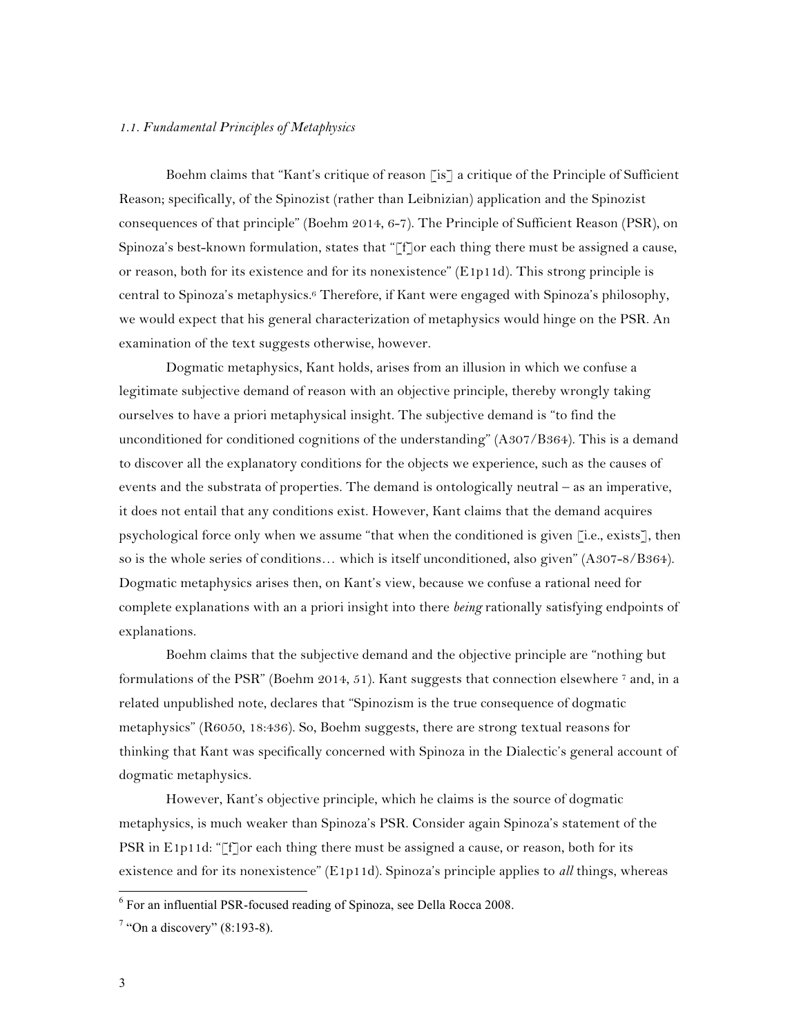### *1.1. Fundamental Principles of Metaphysics*

Boehm claims that "Kant's critique of reason [is] a critique of the Principle of Sufficient Reason; specifically, of the Spinozist (rather than Leibnizian) application and the Spinozist consequences of that principle" (Boehm 2014, 6-7). The Principle of Sufficient Reason (PSR), on Spinoza's best-known formulation, states that "[f]or each thing there must be assigned a cause, or reason, both for its existence and for its nonexistence" (E1p11d). This strong principle is central to Spinoza's metaphysics.[6] Therefore, if Kant were engaged with Spinoza's philosophy, we would expect that his general characterization of metaphysics would hinge on the PSR. An examination of the text suggests otherwise, however.

Dogmatic metaphysics, Kant holds, arises from an illusion in which we confuse a legitimate subjective demand of reason with an objective principle, thereby wrongly taking ourselves to have a priori metaphysical insight. The subjective demand is "to find the unconditioned for conditioned cognitions of the understanding" (A307/B364). This is a demand to discover all the explanatory conditions for the objects we experience, such as the causes of events and the substrata of properties. The demand is ontologically neutral – as an imperative, it does not entail that any conditions exist. However, Kant claims that the demand acquires psychological force only when we assume "that when the conditioned is given [i.e., exists], then so is the whole series of conditions… which is itself unconditioned, also given" (A307-8/B364). Dogmatic metaphysics arises then, on Kant's view, because we confuse a rational need for complete explanations with an a priori insight into there *being* rationally satisfying endpoints of explanations.

Boehm claims that the subjective demand and the objective principle are "nothing but formulations of the PSR" (Boehm 2014, 51). Kant suggests that connection elsewhere [7] and, in a related unpublished note, declares that "Spinozism is the true consequence of dogmatic metaphysics" (R6050, 18:436). So, Boehm suggests, there are strong textual reasons for thinking that Kant was specifically concerned with Spinoza in the Dialectic's general account of dogmatic metaphysics.

However, Kant's objective principle, which he claims is the source of dogmatic metaphysics, is much weaker than Spinoza's PSR. Consider again Spinoza's statement of the PSR in E1p11d: "[f]or each thing there must be assigned a cause, or reason, both for its existence and for its nonexistence" (E1p11d). Spinoza's principle applies to *all* things, whereas

---

[6] For an influential PSR-focused reading of Spinoza, see Della Rocca 2008.

[7] "On a discovery" (8:193-8).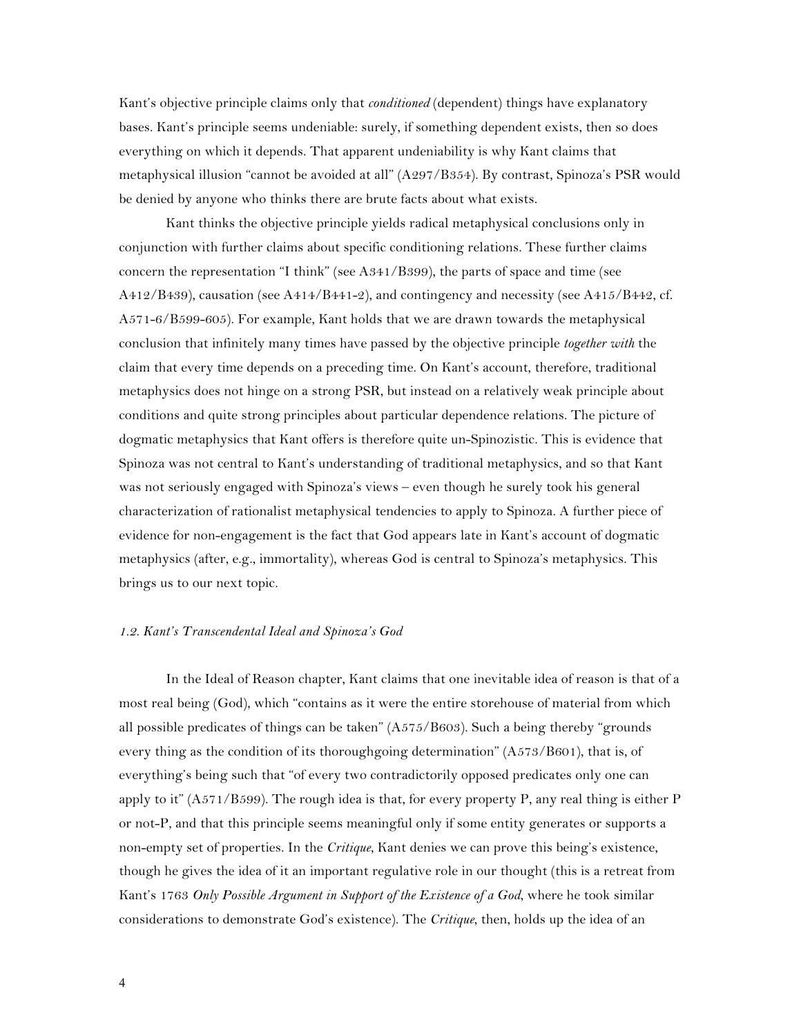Kant's objective principle claims only that *conditioned* (dependent) things have explanatory bases. Kant's principle seems undeniable: surely, if something dependent exists, then so does everything on which it depends. That apparent undeniability is why Kant claims that metaphysical illusion "cannot be avoided at all" (A297/B354). By contrast, Spinoza's PSR would be denied by anyone who thinks there are brute facts about what exists.

Kant thinks the objective principle yields radical metaphysical conclusions only in conjunction with further claims about specific conditioning relations. These further claims concern the representation "I think" (see A341/B399), the parts of space and time (see A412/B439), causation (see A414/B441-2), and contingency and necessity (see A415/B442, cf. A571-6/B599-605). For example, Kant holds that we are drawn towards the metaphysical conclusion that infinitely many times have passed by the objective principle *together with* the claim that every time depends on a preceding time. On Kant's account, therefore, traditional metaphysics does not hinge on a strong PSR, but instead on a relatively weak principle about conditions and quite strong principles about particular dependence relations. The picture of dogmatic metaphysics that Kant offers is therefore quite un-Spinozistic. This is evidence that Spinoza was not central to Kant's understanding of traditional metaphysics, and so that Kant was not seriously engaged with Spinoza's views – even though he surely took his general characterization of rationalist metaphysical tendencies to apply to Spinoza. A further piece of evidence for non-engagement is the fact that God appears late in Kant's account of dogmatic metaphysics (after, e.g., immortality), whereas God is central to Spinoza's metaphysics. This brings us to our next topic.

### *1.2. Kant's Transcendental Ideal and Spinoza's God*

In the Ideal of Reason chapter, Kant claims that one inevitable idea of reason is that of a most real being (God), which "contains as it were the entire storehouse of material from which all possible predicates of things can be taken" (A575/B603). Such a being thereby "grounds every thing as the condition of its thoroughgoing determination" (A573/B601), that is, of everything's being such that "of every two contradictorily opposed predicates only one can apply to it" (A571/B599). The rough idea is that, for every property P, any real thing is either P or not-P, and that this principle seems meaningful only if some entity generates or supports a non-empty set of properties. In the *Critique*, Kant denies we can prove this being's existence, though he gives the idea of it an important regulative role in our thought (this is a retreat from Kant's 1763 *Only Possible Argument in Support of the Existence of a God*, where he took similar considerations to demonstrate God's existence). The *Critique*, then, holds up the idea of an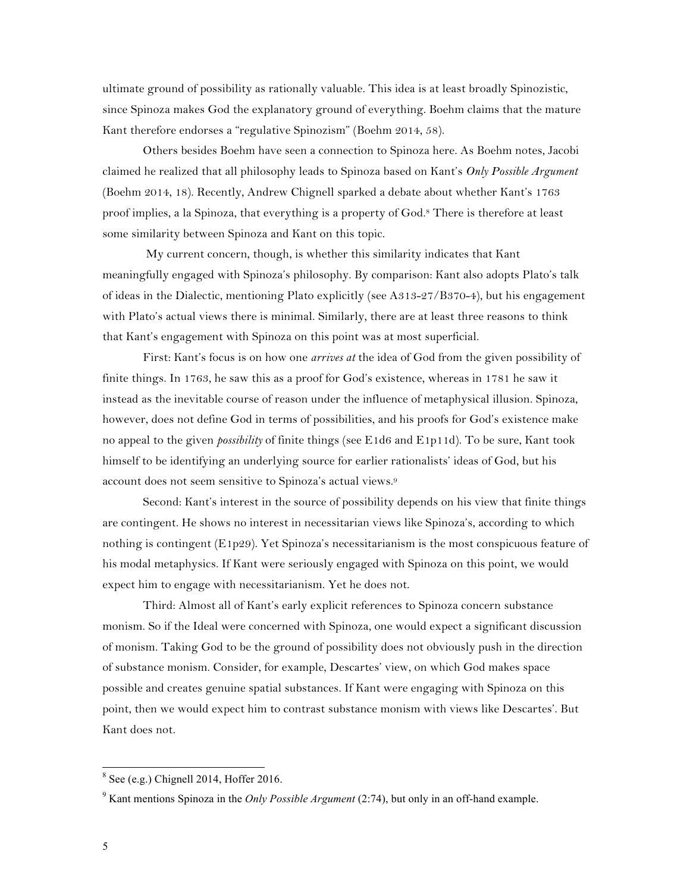ultimate ground of possibility as rationally valuable. This idea is at least broadly Spinozistic, since Spinoza makes God the explanatory ground of everything. Boehm claims that the mature Kant therefore endorses a "regulative Spinozism" (Boehm 2014, 58).

Others besides Boehm have seen a connection to Spinoza here. As Boehm notes, Jacobi claimed he realized that all philosophy leads to Spinoza based on Kant's *Only Possible Argument* (Boehm 2014, 18). Recently, Andrew Chignell sparked a debate about whether Kant's 1763 proof implies, a la Spinoza, that everything is a property of God.[8] There is therefore at least some similarity between Spinoza and Kant on this topic.

My current concern, though, is whether this similarity indicates that Kant meaningfully engaged with Spinoza's philosophy. By comparison: Kant also adopts Plato's talk of ideas in the Dialectic, mentioning Plato explicitly (see A313-27/B370-4), but his engagement with Plato's actual views there is minimal. Similarly, there are at least three reasons to think that Kant's engagement with Spinoza on this point was at most superficial.

First: Kant's focus is on how one *arrives at* the idea of God from the given possibility of finite things. In 1763, he saw this as a proof for God's existence, whereas in 1781 he saw it instead as the inevitable course of reason under the influence of metaphysical illusion. Spinoza, however, does not define God in terms of possibilities, and his proofs for God's existence make no appeal to the given *possibility* of finite things (see E1d6 and E1p11d). To be sure, Kant took himself to be identifying an underlying source for earlier rationalists' ideas of God, but his account does not seem sensitive to Spinoza's actual views.[9]

Second: Kant's interest in the source of possibility depends on his view that finite things are contingent. He shows no interest in necessitarian views like Spinoza's, according to which nothing is contingent (E1p29). Yet Spinoza's necessitarianism is the most conspicuous feature of his modal metaphysics. If Kant were seriously engaged with Spinoza on this point, we would expect him to engage with necessitarianism. Yet he does not.

Third: Almost all of Kant's early explicit references to Spinoza concern substance monism. So if the Ideal were concerned with Spinoza, one would expect a significant discussion of monism. Taking God to be the ground of possibility does not obviously push in the direction of substance monism. Consider, for example, Descartes' view, on which God makes space possible and creates genuine spatial substances. If Kant were engaging with Spinoza on this point, then we would expect him to contrast substance monism with views like Descartes'. But Kant does not.

[8] See (e.g.) Chignell 2014, Hoffer 2016.

[9] Kant mentions Spinoza in the *Only Possible Argument* (2:74), but only in an off-hand example.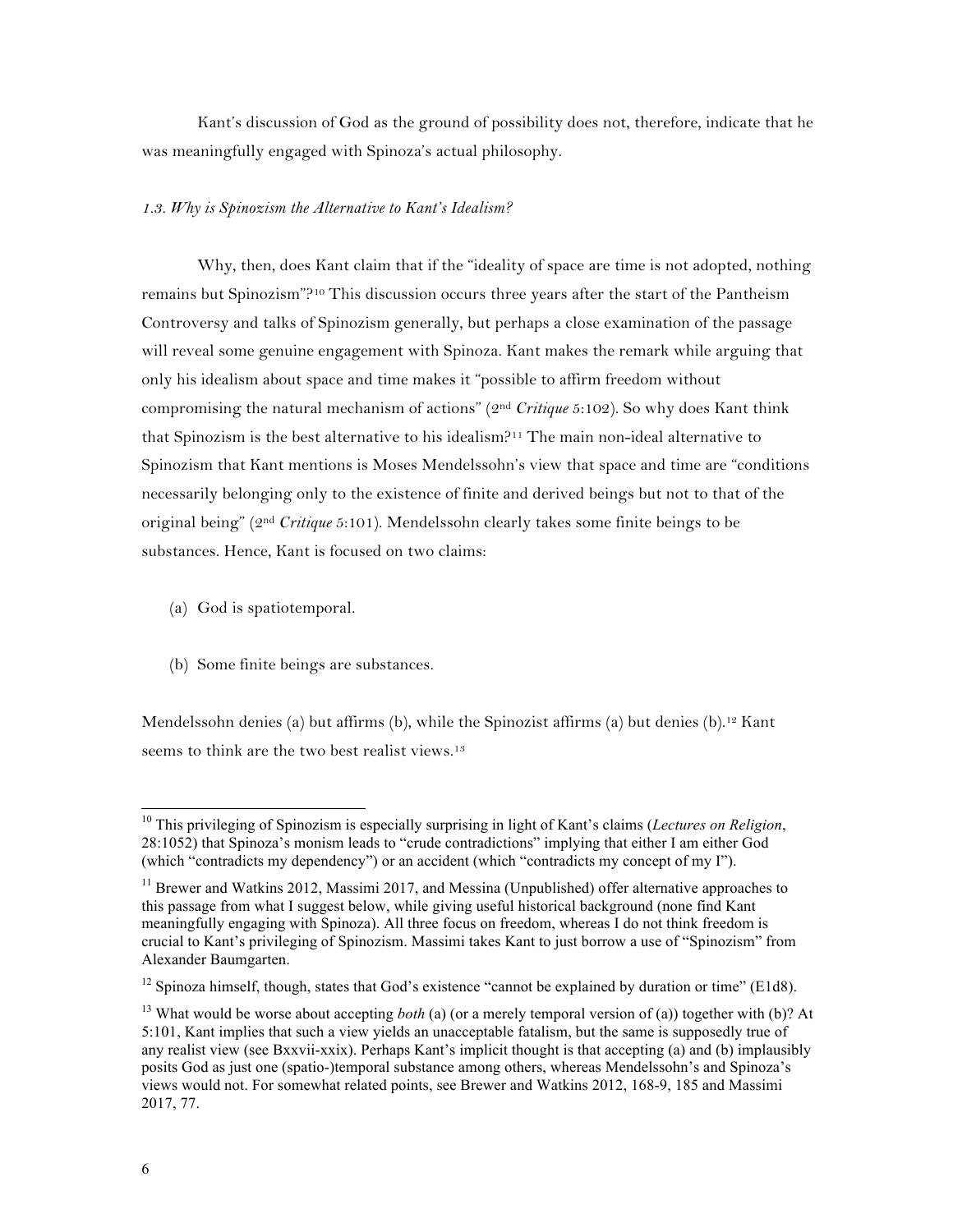Kant's discussion of God as the ground of possibility does not, therefore, indicate that he was meaningfully engaged with Spinoza's actual philosophy.

### *1.3. Why is Spinozism the Alternative to Kant's Idealism?*

Why, then, does Kant claim that if the "ideality of space are time is not adopted, nothing remains but Spinozism"?[10] This discussion occurs three years after the start of the Pantheism Controversy and talks of Spinozism generally, but perhaps a close examination of the passage will reveal some genuine engagement with Spinoza. Kant makes the remark while arguing that only his idealism about space and time makes it "possible to affirm freedom without compromising the natural mechanism of actions" (2nd *Critique* 5:102). So why does Kant think that Spinozism is the best alternative to his idealism?[11] The main non-ideal alternative to Spinozism that Kant mentions is Moses Mendelssohn's view that space and time are "conditions necessarily belonging only to the existence of finite and derived beings but not to that of the original being" (2nd *Critique* 5:101). Mendelssohn clearly takes some finite beings to be substances. Hence, Kant is focused on two claims:

(a) God is spatiotemporal.

(b) Some finite beings are substances.

Mendelssohn denies (a) but affirms (b), while the Spinozist affirms (a) but denies (b).[12] Kant seems to think are the two best realist views.[13]

---

[10] This privileging of Spinozism is especially surprising in light of Kant's claims (*Lectures on Religion*, 28:1052) that Spinoza's monism leads to "crude contradictions" implying that either I am either God (which "contradicts my dependency") or an accident (which "contradicts my concept of my I").

[11] Brewer and Watkins 2012, Massimi 2017, and Messina (Unpublished) offer alternative approaches to this passage from what I suggest below, while giving useful historical background (none find Kant meaningfully engaging with Spinoza). All three focus on freedom, whereas I do not think freedom is crucial to Kant's privileging of Spinozism. Massimi takes Kant to just borrow a use of "Spinozism" from Alexander Baumgarten.

[12] Spinoza himself, though, states that God's existence "cannot be explained by duration or time" (E1d8).

[13] What would be worse about accepting *both* (a) (or a merely temporal version of (a)) together with (b)? At 5:101, Kant implies that such a view yields an unacceptable fatalism, but the same is supposedly true of any realist view (see Bxxvii-xxix). Perhaps Kant's implicit thought is that accepting (a) and (b) implausibly posits God as just one (spatio-)temporal substance among others, whereas Mendelssohn's and Spinoza's views would not. For somewhat related points, see Brewer and Watkins 2012, 168-9, 185 and Massimi 2017, 77.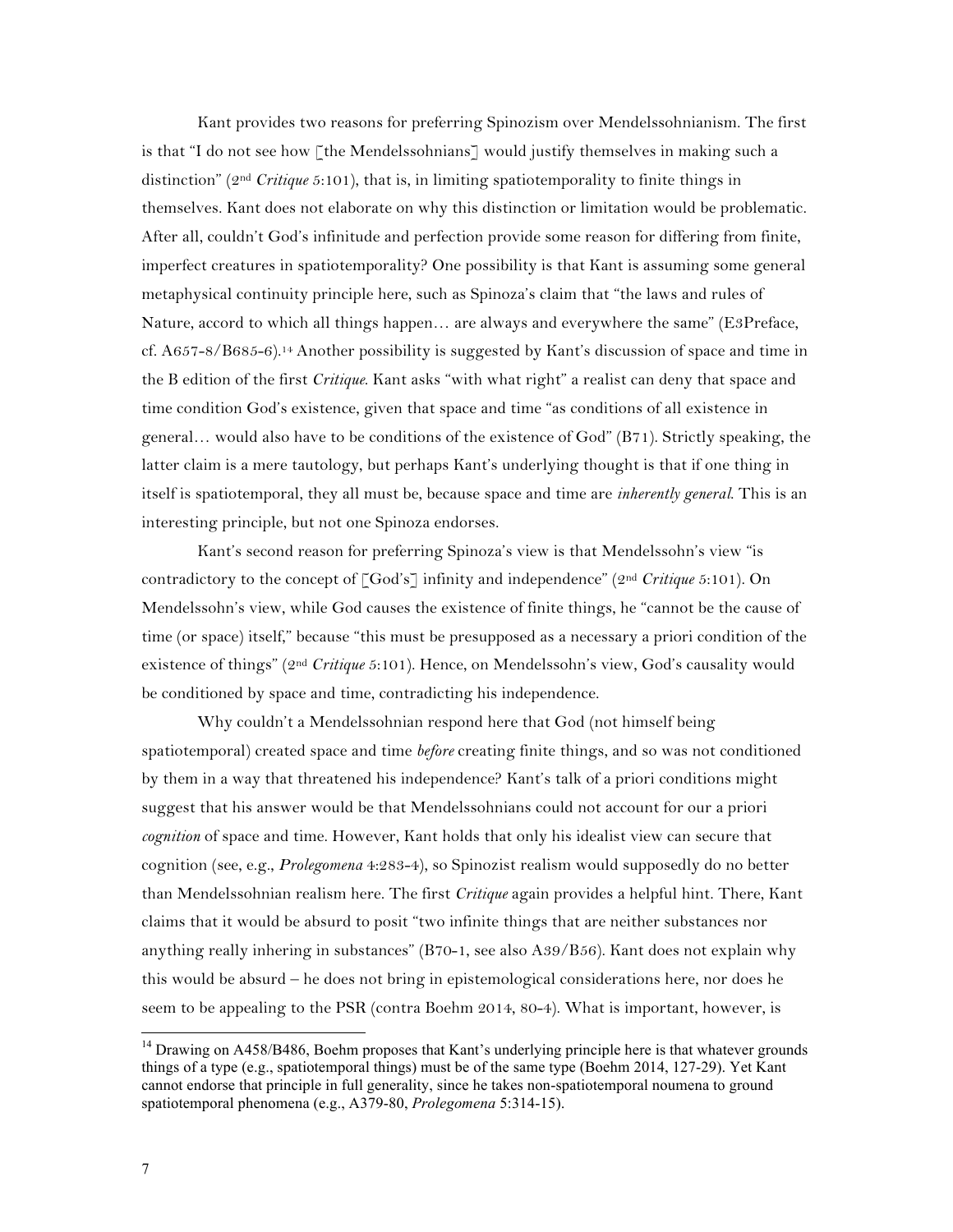Kant provides two reasons for preferring Spinozism over Mendelssohnianism. The first is that "I do not see how [the Mendelssohnians] would justify themselves in making such a distinction" (2nd *Critique* 5:101), that is, in limiting spatiotemporality to finite things in themselves. Kant does not elaborate on why this distinction or limitation would be problematic. After all, couldn't God's infinitude and perfection provide some reason for differing from finite, imperfect creatures in spatiotemporality? One possibility is that Kant is assuming some general metaphysical continuity principle here, such as Spinoza's claim that "the laws and rules of Nature, accord to which all things happen… are always and everywhere the same" (E3Preface, cf. A657-8/B685-6).[14] Another possibility is suggested by Kant's discussion of space and time in the B edition of the first *Critique*. Kant asks "with what right" a realist can deny that space and time condition God's existence, given that space and time "as conditions of all existence in general… would also have to be conditions of the existence of God" (B71). Strictly speaking, the latter claim is a mere tautology, but perhaps Kant's underlying thought is that if one thing in itself is spatiotemporal, they all must be, because space and time are *inherently general*. This is an interesting principle, but not one Spinoza endorses.

Kant's second reason for preferring Spinoza's view is that Mendelssohn's view "is contradictory to the concept of [God's] infinity and independence" (2nd *Critique* 5:101). On Mendelssohn's view, while God causes the existence of finite things, he "cannot be the cause of time (or space) itself," because "this must be presupposed as a necessary a priori condition of the existence of things" (2nd *Critique* 5:101). Hence, on Mendelssohn's view, God's causality would be conditioned by space and time, contradicting his independence.

Why couldn't a Mendelssohnian respond here that God (not himself being spatiotemporal) created space and time *before* creating finite things, and so was not conditioned by them in a way that threatened his independence? Kant's talk of a priori conditions might suggest that his answer would be that Mendelssohnians could not account for our a priori *cognition* of space and time. However, Kant holds that only his idealist view can secure that cognition (see, e.g., *Prolegomena* 4:283-4), so Spinozist realism would supposedly do no better than Mendelssohnian realism here. The first *Critique* again provides a helpful hint. There, Kant claims that it would be absurd to posit "two infinite things that are neither substances nor anything really inhering in substances" (B70-1, see also A39/B56). Kant does not explain why this would be absurd – he does not bring in epistemological considerations here, nor does he seem to be appealing to the PSR (contra Boehm 2014, 80-4). What is important, however, is

[14] Drawing on A458/B486, Boehm proposes that Kant's underlying principle here is that whatever grounds things of a type (e.g., spatiotemporal things) must be of the same type (Boehm 2014, 127-29). Yet Kant cannot endorse that principle in full generality, since he takes non-spatiotemporal noumena to ground spatiotemporal phenomena (e.g., A379-80, *Prolegomena* 5:314-15).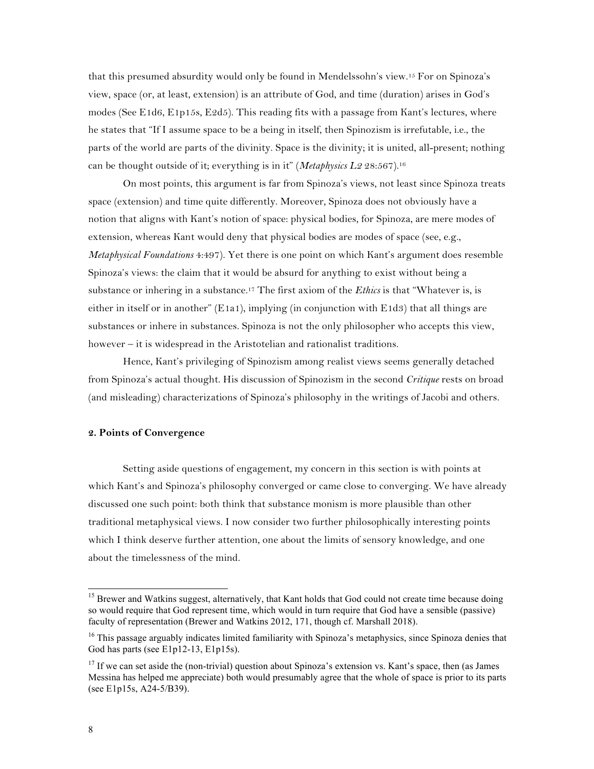that this presumed absurdity would only be found in Mendelssohn's view.[15] For on Spinoza's view, space (or, at least, extension) is an attribute of God, and time (duration) arises in God's modes (See E1d6, E1p15s, E2d5). This reading fits with a passage from Kant's lectures, where he states that "If I assume space to be a being in itself, then Spinozism is irrefutable, i.e., the parts of the world are parts of the divinity. Space is the divinity; it is united, all-present; nothing can be thought outside of it; everything is in it" (*Metaphysics L2* 28:567).[16]

On most points, this argument is far from Spinoza's views, not least since Spinoza treats space (extension) and time quite differently. Moreover, Spinoza does not obviously have a notion that aligns with Kant's notion of space: physical bodies, for Spinoza, are mere modes of extension, whereas Kant would deny that physical bodies are modes of space (see, e.g., *Metaphysical Foundations* 4:497). Yet there is one point on which Kant's argument does resemble Spinoza's views: the claim that it would be absurd for anything to exist without being a substance or inhering in a substance.[17] The first axiom of the *Ethics* is that "Whatever is, is either in itself or in another" (E1a1), implying (in conjunction with E1d3) that all things are substances or inhere in substances. Spinoza is not the only philosopher who accepts this view, however – it is widespread in the Aristotelian and rationalist traditions.

Hence, Kant's privileging of Spinozism among realist views seems generally detached from Spinoza's actual thought. His discussion of Spinozism in the second *Critique* rests on broad (and misleading) characterizations of Spinoza's philosophy in the writings of Jacobi and others.

## 2. Points of Convergence

Setting aside questions of engagement, my concern in this section is with points at which Kant's and Spinoza's philosophy converged or came close to converging. We have already discussed one such point: both think that substance monism is more plausible than other traditional metaphysical views. I now consider two further philosophically interesting points which I think deserve further attention, one about the limits of sensory knowledge, and one about the timelessness of the mind.

---

[15] Brewer and Watkins suggest, alternatively, that Kant holds that God could not create time because doing so would require that God represent time, which would in turn require that God have a sensible (passive) faculty of representation (Brewer and Watkins 2012, 171, though cf. Marshall 2018).

[16] This passage arguably indicates limited familiarity with Spinoza's metaphysics, since Spinoza denies that God has parts (see E1p12-13, E1p15s).

[17] If we can set aside the (non-trivial) question about Spinoza's extension vs. Kant's space, then (as James Messina has helped me appreciate) both would presumably agree that the whole of space is prior to its parts (see E1p15s, A24-5/B39).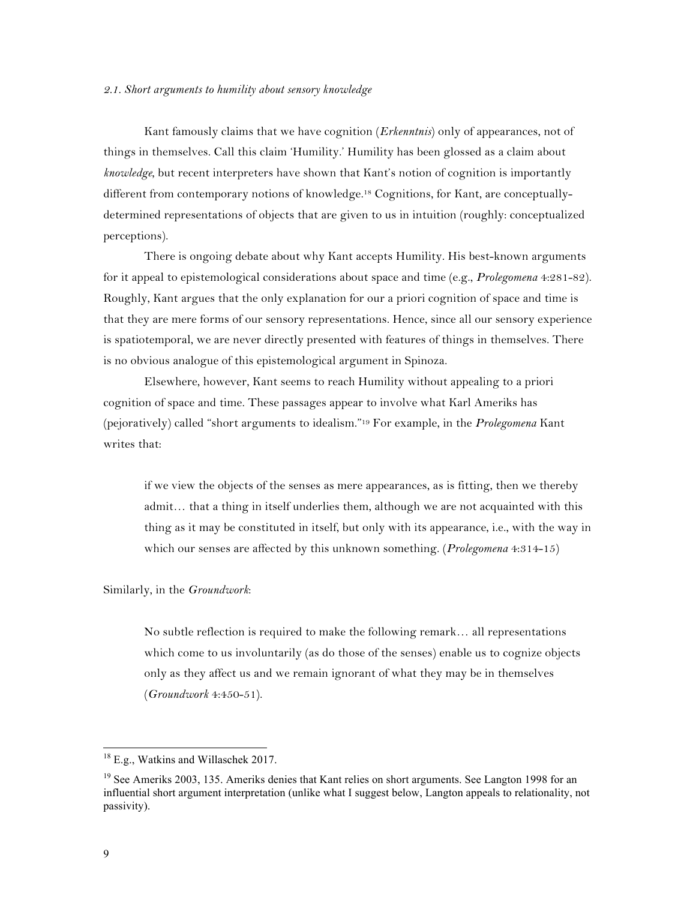*2.1. Short arguments to humility about sensory knowledge*

Kant famously claims that we have cognition (*Erkenntnis*) only of appearances, not of things in themselves. Call this claim 'Humility.' Humility has been glossed as a claim about *knowledge*, but recent interpreters have shown that Kant's notion of cognition is importantly different from contemporary notions of knowledge.[18] Cognitions, for Kant, are conceptually-determined representations of objects that are given to us in intuition (roughly: conceptualized perceptions).

There is ongoing debate about why Kant accepts Humility. His best-known arguments for it appeal to epistemological considerations about space and time (e.g., *Prolegomena* 4:281-82). Roughly, Kant argues that the only explanation for our a priori cognition of space and time is that they are mere forms of our sensory representations. Hence, since all our sensory experience is spatiotemporal, we are never directly presented with features of things in themselves. There is no obvious analogue of this epistemological argument in Spinoza.

Elsewhere, however, Kant seems to reach Humility without appealing to a priori cognition of space and time. These passages appear to involve what Karl Ameriks has (pejoratively) called "short arguments to idealism."[19] For example, in the *Prolegomena* Kant writes that:

> if we view the objects of the senses as mere appearances, as is fitting, then we thereby admit… that a thing in itself underlies them, although we are not acquainted with this thing as it may be constituted in itself, but only with its appearance, i.e., with the way in which our senses are affected by this unknown something. (*Prolegomena* 4:314-15)

Similarly, in the *Groundwork*:

> No subtle reflection is required to make the following remark… all representations which come to us involuntarily (as do those of the senses) enable us to cognize objects only as they affect us and we remain ignorant of what they may be in themselves (*Groundwork* 4:450-51).

---

[18] E.g., Watkins and Willaschek 2017.

[19] See Ameriks 2003, 135. Ameriks denies that Kant relies on short arguments. See Langton 1998 for an influential short argument interpretation (unlike what I suggest below, Langton appeals to relationality, not passivity).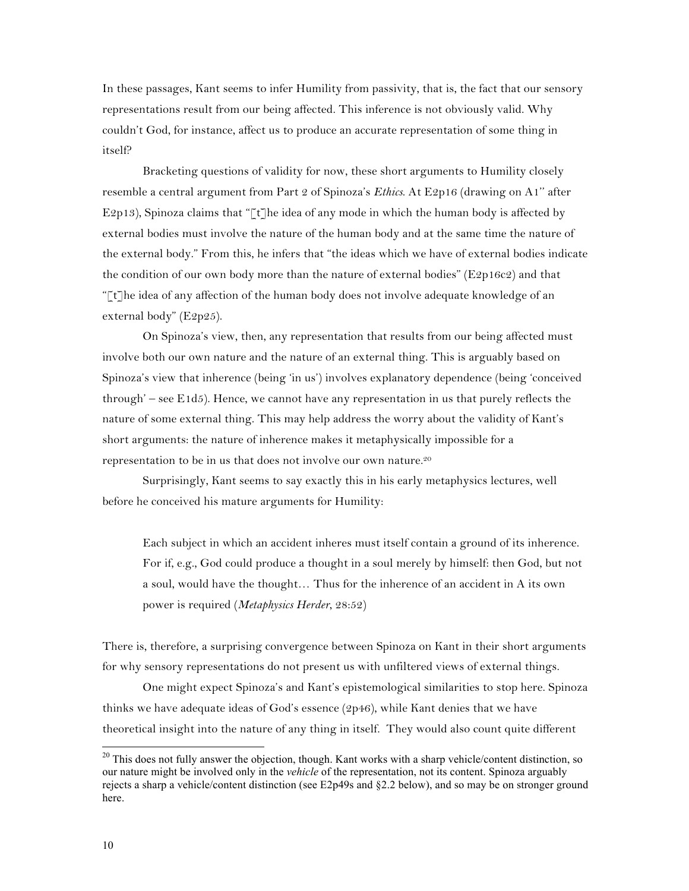In these passages, Kant seems to infer Humility from passivity, that is, the fact that our sensory representations result from our being affected. This inference is not obviously valid. Why couldn't God, for instance, affect us to produce an accurate representation of some thing in itself?

Bracketing questions of validity for now, these short arguments to Humility closely resemble a central argument from Part 2 of Spinoza's *Ethics*. At E2p16 (drawing on A1'' after E2p13), Spinoza claims that "[t]he idea of any mode in which the human body is affected by external bodies must involve the nature of the human body and at the same time the nature of the external body." From this, he infers that "the ideas which we have of external bodies indicate the condition of our own body more than the nature of external bodies" (E2p16c2) and that "[t]he idea of any affection of the human body does not involve adequate knowledge of an external body" (E2p25).

On Spinoza's view, then, any representation that results from our being affected must involve both our own nature and the nature of an external thing. This is arguably based on Spinoza's view that inherence (being 'in us') involves explanatory dependence (being 'conceived through' – see E1d5). Hence, we cannot have any representation in us that purely reflects the nature of some external thing. This may help address the worry about the validity of Kant's short arguments: the nature of inherence makes it metaphysically impossible for a representation to be in us that does not involve our own nature.[20]

Surprisingly, Kant seems to say exactly this in his early metaphysics lectures, well before he conceived his mature arguments for Humility:

> Each subject in which an accident inheres must itself contain a ground of its inherence. For if, e.g., God could produce a thought in a soul merely by himself: then God, but not a soul, would have the thought… Thus for the inherence of an accident in A its own power is required (*Metaphysics Herder*, 28:52)

There is, therefore, a surprising convergence between Spinoza on Kant in their short arguments for why sensory representations do not present us with unfiltered views of external things.

One might expect Spinoza's and Kant's epistemological similarities to stop here. Spinoza thinks we have adequate ideas of God's essence (2p46), while Kant denies that we have theoretical insight into the nature of any thing in itself. They would also count quite different

---

[20] This does not fully answer the objection, though. Kant works with a sharp vehicle/content distinction, so our nature might be involved only in the *vehicle* of the representation, not its content. Spinoza arguably rejects a sharp a vehicle/content distinction (see E2p49s and §2.2 below), and so may be on stronger ground here.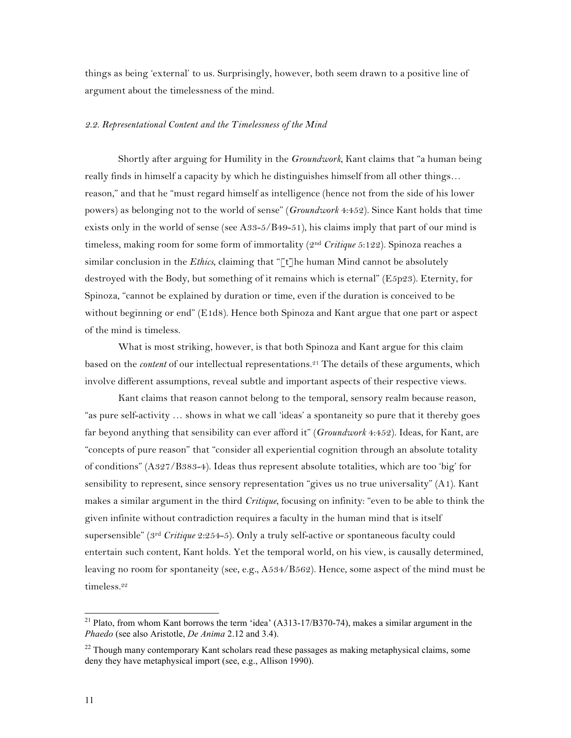things as being 'external' to us. Surprisingly, however, both seem drawn to a positive line of argument about the timelessness of the mind.

### *2.2. Representational Content and the Timelessness of the Mind*

Shortly after arguing for Humility in the *Groundwork*, Kant claims that "a human being really finds in himself a capacity by which he distinguishes himself from all other things… reason," and that he "must regard himself as intelligence (hence not from the side of his lower powers) as belonging not to the world of sense" (*Groundwork* 4:452). Since Kant holds that time exists only in the world of sense (see A33-5/B49-51), his claims imply that part of our mind is timeless, making room for some form of immortality (2nd *Critique* 5:122). Spinoza reaches a similar conclusion in the *Ethics*, claiming that "[t]he human Mind cannot be absolutely destroyed with the Body, but something of it remains which is eternal" (E5p23). Eternity, for Spinoza, "cannot be explained by duration or time, even if the duration is conceived to be without beginning or end" (E1d8). Hence both Spinoza and Kant argue that one part or aspect of the mind is timeless.

What is most striking, however, is that both Spinoza and Kant argue for this claim based on the *content* of our intellectual representations.[21] The details of these arguments, which involve different assumptions, reveal subtle and important aspects of their respective views.

Kant claims that reason cannot belong to the temporal, sensory realm because reason, "as pure self-activity … shows in what we call 'ideas' a spontaneity so pure that it thereby goes far beyond anything that sensibility can ever afford it" (*Groundwork* 4:452). Ideas, for Kant, are "concepts of pure reason" that "consider all experiential cognition through an absolute totality of conditions" (A327/B383-4). Ideas thus represent absolute totalities, which are too 'big' for sensibility to represent, since sensory representation "gives us no true universality" (A1). Kant makes a similar argument in the third *Critique*, focusing on infinity: "even to be able to think the given infinite without contradiction requires a faculty in the human mind that is itself supersensible" (3rd *Critique* 2:254-5). Only a truly self-active or spontaneous faculty could entertain such content, Kant holds. Yet the temporal world, on his view, is causally determined, leaving no room for spontaneity (see, e.g., A534/B562). Hence, some aspect of the mind must be timeless.[22]

---

[21] Plato, from whom Kant borrows the term 'idea' (A313-17/B370-74), makes a similar argument in the *Phaedo* (see also Aristotle, *De Anima* 2.12 and 3.4).

[22] Though many contemporary Kant scholars read these passages as making metaphysical claims, some deny they have metaphysical import (see, e.g., Allison 1990).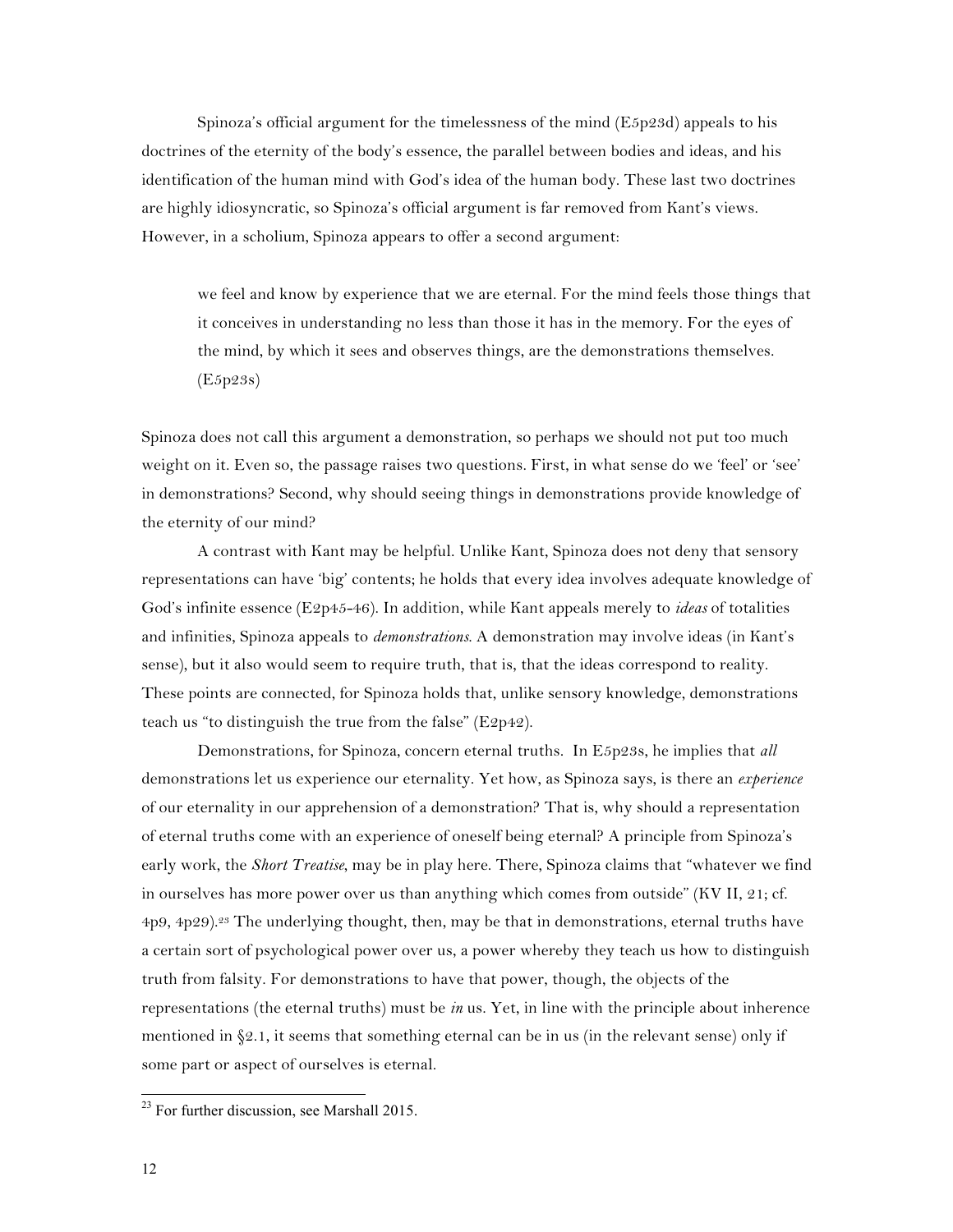Spinoza's official argument for the timelessness of the mind (E5p23d) appeals to his doctrines of the eternity of the body's essence, the parallel between bodies and ideas, and his identification of the human mind with God's idea of the human body. These last two doctrines are highly idiosyncratic, so Spinoza's official argument is far removed from Kant's views. However, in a scholium, Spinoza appears to offer a second argument:

> we feel and know by experience that we are eternal. For the mind feels those things that it conceives in understanding no less than those it has in the memory. For the eyes of the mind, by which it sees and observes things, are the demonstrations themselves. (E5p23s)

Spinoza does not call this argument a demonstration, so perhaps we should not put too much weight on it. Even so, the passage raises two questions. First, in what sense do we 'feel' or 'see' in demonstrations? Second, why should seeing things in demonstrations provide knowledge of the eternity of our mind?

A contrast with Kant may be helpful. Unlike Kant, Spinoza does not deny that sensory representations can have 'big' contents; he holds that every idea involves adequate knowledge of God's infinite essence (E2p45-46). In addition, while Kant appeals merely to *ideas* of totalities and infinities, Spinoza appeals to *demonstrations*. A demonstration may involve ideas (in Kant's sense), but it also would seem to require truth, that is, that the ideas correspond to reality. These points are connected, for Spinoza holds that, unlike sensory knowledge, demonstrations teach us "to distinguish the true from the false" (E2p42).

Demonstrations, for Spinoza, concern eternal truths. In E5p23s, he implies that *all* demonstrations let us experience our eternality. Yet how, as Spinoza says, is there an *experience* of our eternality in our apprehension of a demonstration? That is, why should a representation of eternal truths come with an experience of oneself being eternal? A principle from Spinoza's early work, the *Short Treatise*, may be in play here. There, Spinoza claims that "whatever we find in ourselves has more power over us than anything which comes from outside" (KV II, 21; cf. 4p9, 4p29).[23] The underlying thought, then, may be that in demonstrations, eternal truths have a certain sort of psychological power over us, a power whereby they teach us how to distinguish truth from falsity. For demonstrations to have that power, though, the objects of the representations (the eternal truths) must be *in* us. Yet, in line with the principle about inherence mentioned in §2.1, it seems that something eternal can be in us (in the relevant sense) only if some part or aspect of ourselves is eternal.

[23] For further discussion, see Marshall 2015.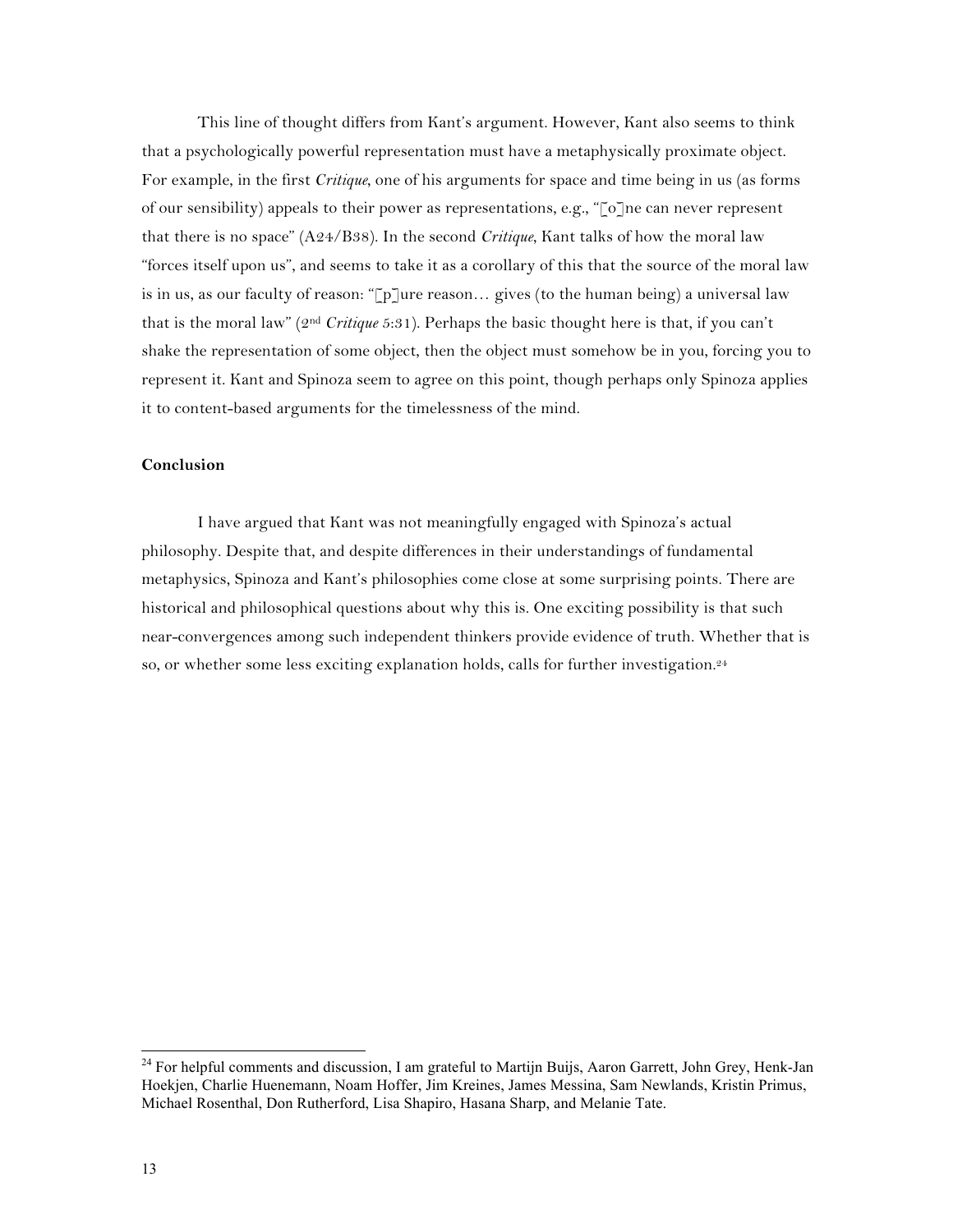This line of thought differs from Kant's argument. However, Kant also seems to think that a psychologically powerful representation must have a metaphysically proximate object. For example, in the first *Critique*, one of his arguments for space and time being in us (as forms of our sensibility) appeals to their power as representations, e.g., "[o]ne can never represent that there is no space" (A24/B38). In the second *Critique*, Kant talks of how the moral law "forces itself upon us", and seems to take it as a corollary of this that the source of the moral law is in us, as our faculty of reason: "[p]ure reason… gives (to the human being) a universal law that is the moral law" (2nd *Critique* 5:31). Perhaps the basic thought here is that, if you can't shake the representation of some object, then the object must somehow be in you, forcing you to represent it. Kant and Spinoza seem to agree on this point, though perhaps only Spinoza applies it to content-based arguments for the timelessness of the mind.

**Conclusion**

I have argued that Kant was not meaningfully engaged with Spinoza's actual philosophy. Despite that, and despite differences in their understandings of fundamental metaphysics, Spinoza and Kant's philosophies come close at some surprising points. There are historical and philosophical questions about why this is. One exciting possibility is that such near-convergences among such independent thinkers provide evidence of truth. Whether that is so, or whether some less exciting explanation holds, calls for further investigation.[24]

[24] For helpful comments and discussion, I am grateful to Martijn Buijs, Aaron Garrett, John Grey, Henk-Jan Hoekjen, Charlie Huenemann, Noam Hoffer, Jim Kreines, James Messina, Sam Newlands, Kristin Primus, Michael Rosenthal, Don Rutherford, Lisa Shapiro, Hasana Sharp, and Melanie Tate.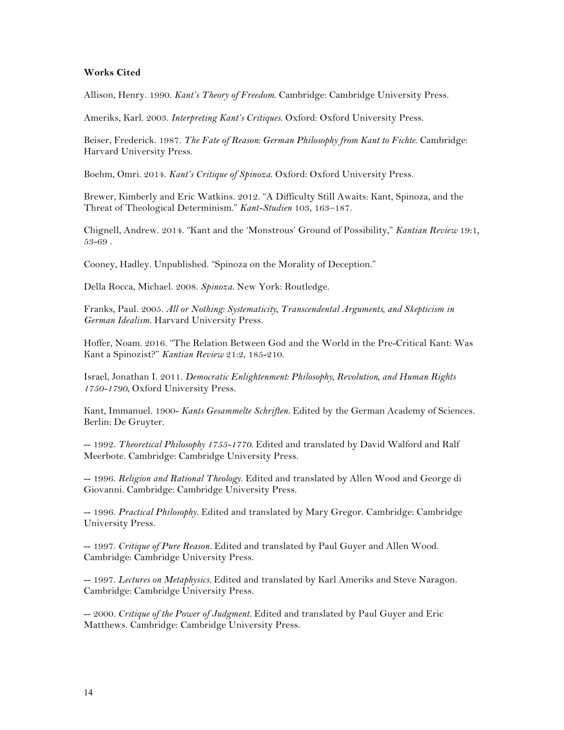**Works Cited**

Allison, Henry. 1990. *Kant's Theory of Freedom*. Cambridge: Cambridge University Press.

Ameriks, Karl. 2003. *Interpreting Kant's Critiques*. Oxford: Oxford University Press.

Beiser, Frederick. 1987. *The Fate of Reason: German Philosophy from Kant to Fichte*. Cambridge: Harvard University Press.

Boehm, Omri. 2014. *Kant's Critique of Spinoza*. Oxford: Oxford University Press.

Brewer, Kimberly and Eric Watkins. 2012. "A Difficulty Still Awaits: Kant, Spinoza, and the Threat of Theological Determinism." *Kant-Studien* 103, 163–187.

Chignell, Andrew. 2014. "Kant and the 'Monstrous' Ground of Possibility," *Kantian Review* 19:1, 53-69 .

Cooney, Hadley. Unpublished. "Spinoza on the Morality of Deception."

Della Rocca, Michael. 2008. *Spinoza*. New York: Routledge.

Franks, Paul. 2005. *All or Nothing: Systematicity, Transcendental Arguments, and Skepticism in German Idealism.* Harvard University Press.

Hoffer, Noam. 2016. "The Relation Between God and the World in the Pre-Critical Kant: Was Kant a Spinozist?" *Kantian Review* 21:2, 185-210.

Israel, Jonathan I. 2011. *Democratic Enlightenment: Philosophy, Revolution, and Human Rights 1750-1790*, Oxford University Press.

Kant, Immanuel. 1900- *Kants Gesammelte Schriften*. Edited by the German Academy of Sciences. Berlin: De Gruyter.

-- 1992. *Theoretical Philosophy 1755-1770*. Edited and translated by David Walford and Ralf Meerbote. Cambridge: Cambridge University Press.

-- 1996. *Religion and Rational Theology*. Edited and translated by Allen Wood and George di Giovanni. Cambridge: Cambridge University Press.

-- 1996. *Practical Philosophy*. Edited and translated by Mary Gregor. Cambridge: Cambridge University Press.

-- 1997. *Critique of Pure Reason*. Edited and translated by Paul Guyer and Allen Wood. Cambridge: Cambridge University Press.

-- 1997. *Lectures on Metaphysics*. Edited and translated by Karl Ameriks and Steve Naragon. Cambridge: Cambridge University Press.

-- 2000. *Critique of the Power of Judgment*. Edited and translated by Paul Guyer and Eric Matthews. Cambridge: Cambridge University Press.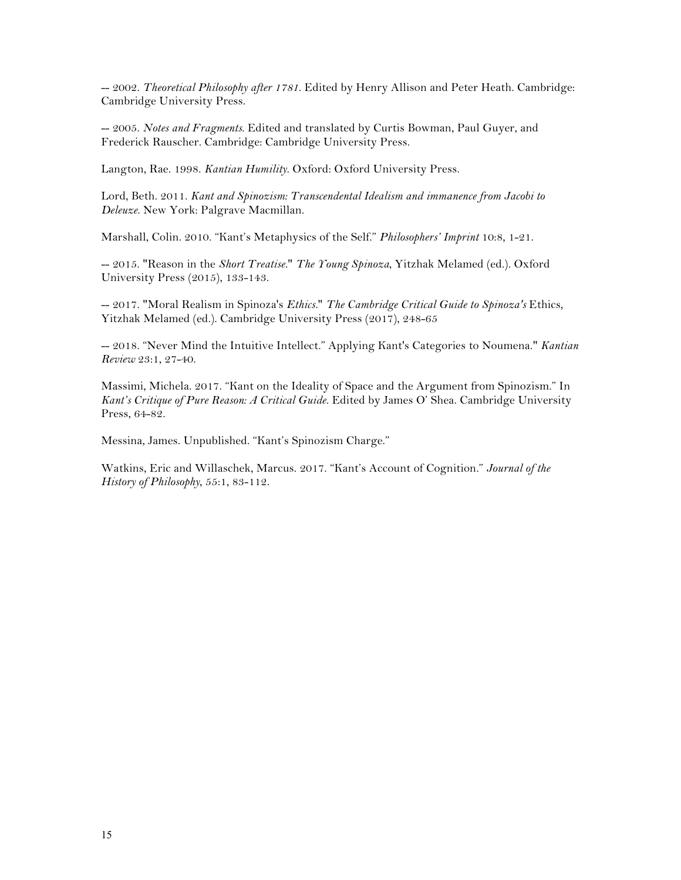-- 2002. *Theoretical Philosophy after 1781*. Edited by Henry Allison and Peter Heath. Cambridge: Cambridge University Press.

-- 2005. *Notes and Fragments*. Edited and translated by Curtis Bowman, Paul Guyer, and Frederick Rauscher. Cambridge: Cambridge University Press.

Langton, Rae. 1998. *Kantian Humility*. Oxford: Oxford University Press.

Lord, Beth. 2011. *Kant and Spinozism: Transcendental Idealism and immanence from Jacobi to Deleuze*. New York: Palgrave Macmillan.

Marshall, Colin. 2010. "Kant's Metaphysics of the Self." *Philosophers' Imprint* 10:8, 1-21.

-- 2015. "Reason in the *Short Treatise*." *The Young Spinoza*, Yitzhak Melamed (ed.). Oxford University Press (2015), 133-143.

-- 2017. "Moral Realism in Spinoza's *Ethics*." *The Cambridge Critical Guide to Spinoza's* Ethics, Yitzhak Melamed (ed.). Cambridge University Press (2017), 248-65

-- 2018. "Never Mind the Intuitive Intellect." Applying Kant's Categories to Noumena." *Kantian Review* 23:1, 27-40.

Massimi, Michela. 2017. "Kant on the Ideality of Space and the Argument from Spinozism." In *Kant's Critique of Pure Reason: A Critical Guide*. Edited by James O' Shea. Cambridge University Press, 64-82.

Messina, James. Unpublished. "Kant's Spinozism Charge."

Watkins, Eric and Willaschek, Marcus. 2017. "Kant's Account of Cognition." *Journal of the History of Philosophy*, 55:1, 83-112.